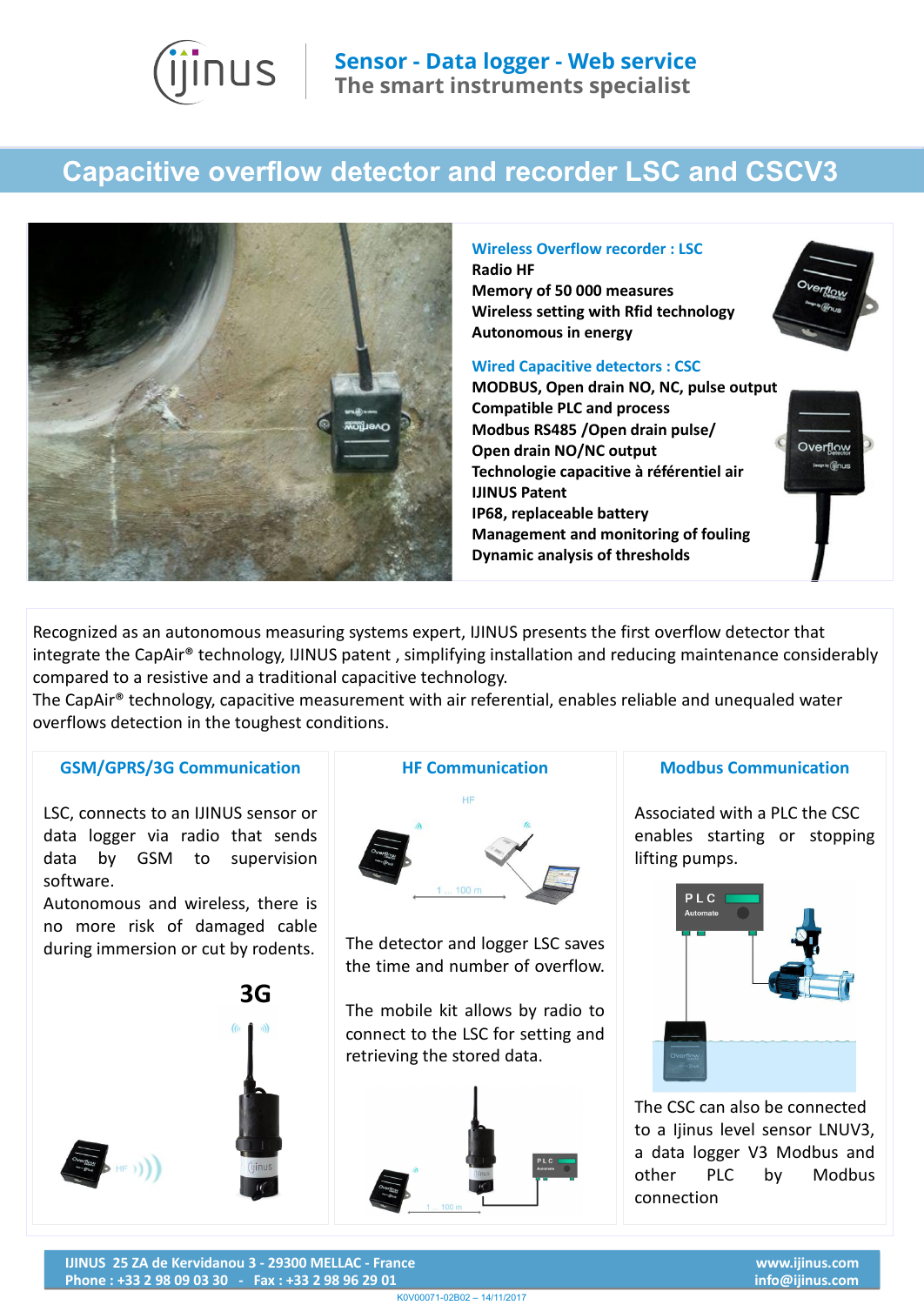Sensor - Data logger - Web service

The smart instruments specialist

# Capacitive overflow detector and recorder LSC and CSCV3

### Wireless Overflow recorder : LSC

**Radio HF**
**Memory of 50 000 measures**
**Wireless setting with Rfid technology**
**Autonomous in energy**

### Wired Capacitive detectors : CSC

**MODBUS, Open drain NO, NC, pulse output**
**Compatible PLC and process**
**Modbus RS485 /Open drain pulse/**
**Open drain NO/NC output**
**Technologie capacitive à référentiel air**
**IJINUS Patent**
**IP68, replaceable battery**
**Management and monitoring of fouling**
**Dynamic analysis of thresholds**

Recognized as an autonomous measuring systems expert, IJINUS presents the first overflow detector that integrate the CapAir® technology, IJINUS patent , simplifying installation and reducing maintenance considerably compared to a resistive and a traditional capacitive technology.
The CapAir® technology, capacitive measurement with air referential, enables reliable and unequaled water overflows detection in the toughest conditions.

## GSM/GPRS/3G Communication

LSC, connects to an IJINUS sensor or data logger via radio that sends data by GSM to supervision software.
Autonomous and wireless, there is no more risk of damaged cable during immersion or cut by rodents.

## HF Communication

The detector and logger LSC saves the time and number of overflow.

The mobile kit allows by radio to connect to the LSC for setting and retrieving the stored data.

## Modbus Communication

Associated with a PLC the CSC enables starting or stopping lifting pumps.

The CSC can also be connected to a Ijinus level sensor LNUV3, a data logger V3 Modbus and other PLC by Modbus connection

IJINUS 25 ZA de Kervidanou 3 - 29300 MELLAC - France
Phone : +33 2 98 09 03 30 - Fax : +33 2 98 96 29 01
www.ijinus.com
info@ijinus.com

K0V00071-02B02 – 14/11/2017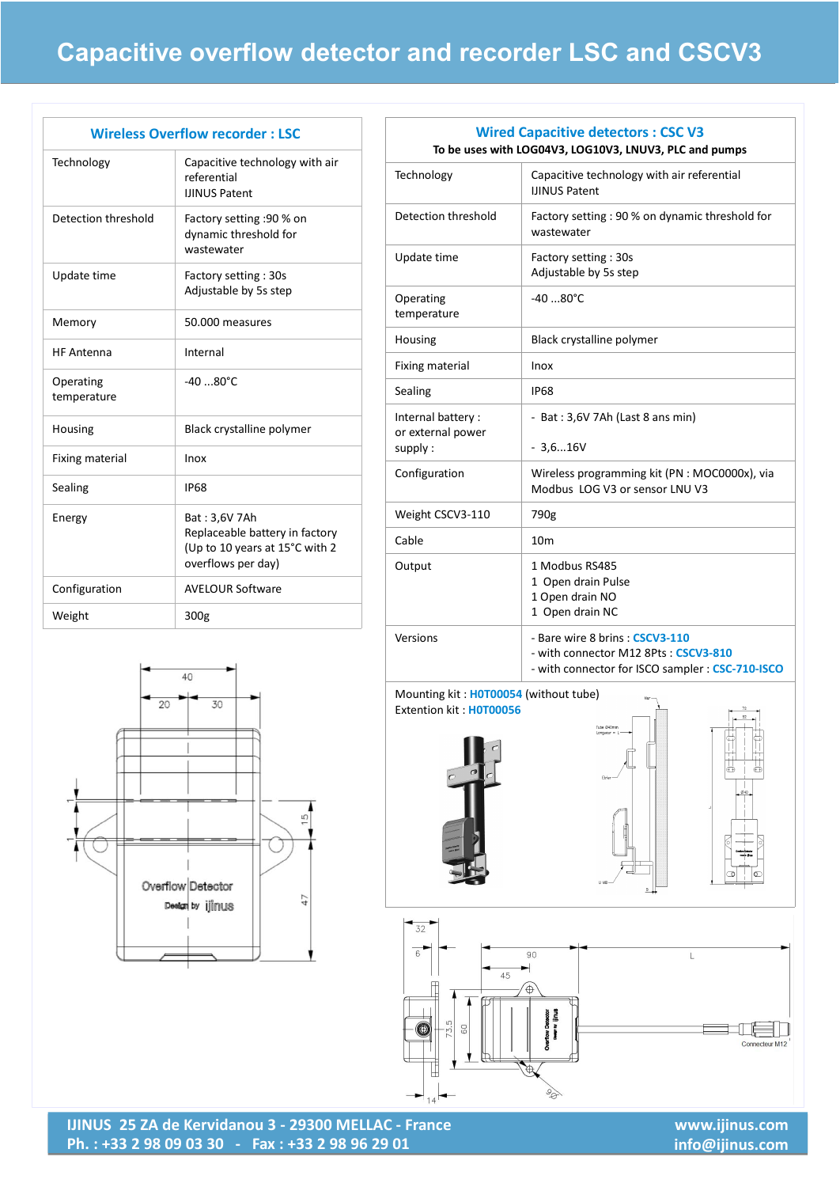# Capacitive overflow detector and recorder LSC and CSCV3

## Wireless Overflow recorder : LSC

| | |
|---|---|
| Technology | Capacitive technology with air referential<br>IJINUS Patent |
| Detection threshold | Factory setting :90 % on dynamic threshold for wastewater |
| Update time | Factory setting : 30s<br>Adjustable by 5s step |
| Memory | 50.000 measures |
| HF Antenna | Internal |
| Operating temperature | -40 ...80°C |
| Housing | Black crystalline polymer |
| Fixing material | Inox |
| Sealing | IP68 |
| Energy | Bat : 3,6V 7Ah<br>Replaceable battery in factory<br>(Up to 10 years at 15°C with 2 overflows per day) |
| Configuration | AVELOUR Software |
| Weight | 300g |

40
20
30
15
47
Overflow Detector
Design by ijinus

## Wired Capacitive detectors : CSC V3

**To be uses with LOG04V3, LOG10V3, LNUV3, PLC and pumps**

| | |
|---|---|
| Technology | Capacitive technology with air referential<br>IJINUS Patent |
| Detection threshold | Factory setting : 90 % on dynamic threshold for wastewater |
| Update time | Factory setting : 30s<br>Adjustable by 5s step |
| Operating temperature | -40 ...80°C |
| Housing | Black crystalline polymer |
| Fixing material | Inox |
| Sealing | IP68 |
| Internal battery : or external power supply : | - Bat : 3,6V 7Ah (Last 8 ans min)<br>- 3,6...16V |
| Configuration | Wireless programming kit (PN : MOC0000x), via Modbus LOG V3 or sensor LNU V3 |
| Weight CSCV3-110 | 790g |
| Cable | 10m |
| Output | 1 Modbus RS485<br>1 Open drain Pulse<br>1 Open drain NO<br>1 Open drain NC |
| Versions | - Bare wire 8 brins : CSCV3-110<br>- with connector M12 8Pts : CSCV3-810<br>- with connector for ISCO sampler : CSC-710-ISCO |

Mounting kit : H0T00054 (without tube)
Extention kit : H0T00056

32
6
14
90
45
L
73,5
60
Overflow Detector
Connecteur M12

**IJINUS 25 ZA de Kervidanou 3 - 29300 MELLAC - France**
**Ph. : +33 2 98 09 03 30 - Fax : +33 2 98 96 29 01**
**www.ijinus.com**
**info@ijinus.com**